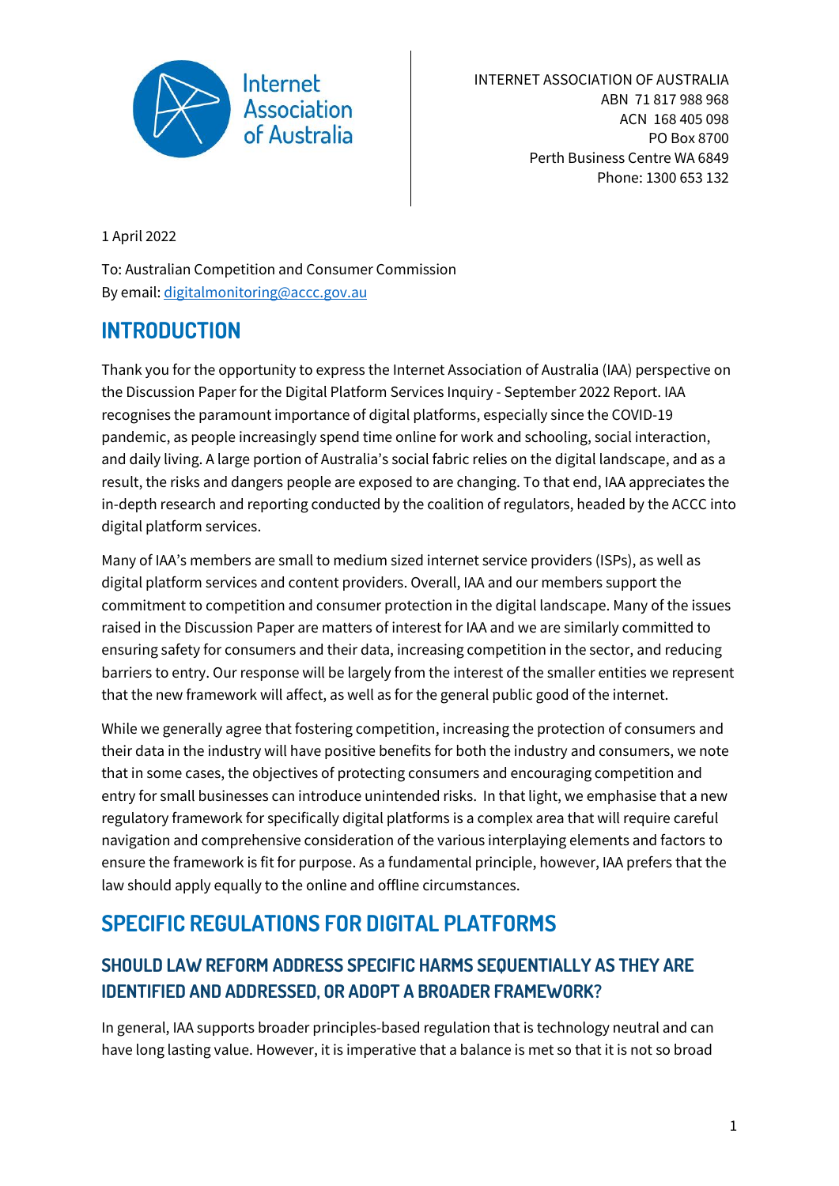INTERNET ASSOCIATION OF AUSTRALIA
ABN 71 817 988 968
ACN 168 405 098
PO Box 8700
Perth Business Centre WA 6849
Phone: 1300 653 132

1 April 2022

To: Australian Competition and Consumer Commission
By email: digitalmonitoring@accc.gov.au

## INTRODUCTION

Thank you for the opportunity to express the Internet Association of Australia (IAA) perspective on the Discussion Paper for the Digital Platform Services Inquiry - September 2022 Report. IAA recognises the paramount importance of digital platforms, especially since the COVID-19 pandemic, as people increasingly spend time online for work and schooling, social interaction, and daily living. A large portion of Australia's social fabric relies on the digital landscape, and as a result, the risks and dangers people are exposed to are changing. To that end, IAA appreciates the in-depth research and reporting conducted by the coalition of regulators, headed by the ACCC into digital platform services.

Many of IAA's members are small to medium sized internet service providers (ISPs), as well as digital platform services and content providers. Overall, IAA and our members support the commitment to competition and consumer protection in the digital landscape. Many of the issues raised in the Discussion Paper are matters of interest for IAA and we are similarly committed to ensuring safety for consumers and their data, increasing competition in the sector, and reducing barriers to entry. Our response will be largely from the interest of the smaller entities we represent that the new framework will affect, as well as for the general public good of the internet.

While we generally agree that fostering competition, increasing the protection of consumers and their data in the industry will have positive benefits for both the industry and consumers, we note that in some cases, the objectives of protecting consumers and encouraging competition and entry for small businesses can introduce unintended risks. In that light, we emphasise that a new regulatory framework for specifically digital platforms is a complex area that will require careful navigation and comprehensive consideration of the various interplaying elements and factors to ensure the framework is fit for purpose. As a fundamental principle, however, IAA prefers that the law should apply equally to the online and offline circumstances.

## SPECIFIC REGULATIONS FOR DIGITAL PLATFORMS

### SHOULD LAW REFORM ADDRESS SPECIFIC HARMS SEQUENTIALLY AS THEY ARE IDENTIFIED AND ADDRESSED, OR ADOPT A BROADER FRAMEWORK?

In general, IAA supports broader principles-based regulation that is technology neutral and can have long lasting value. However, it is imperative that a balance is met so that it is not so broad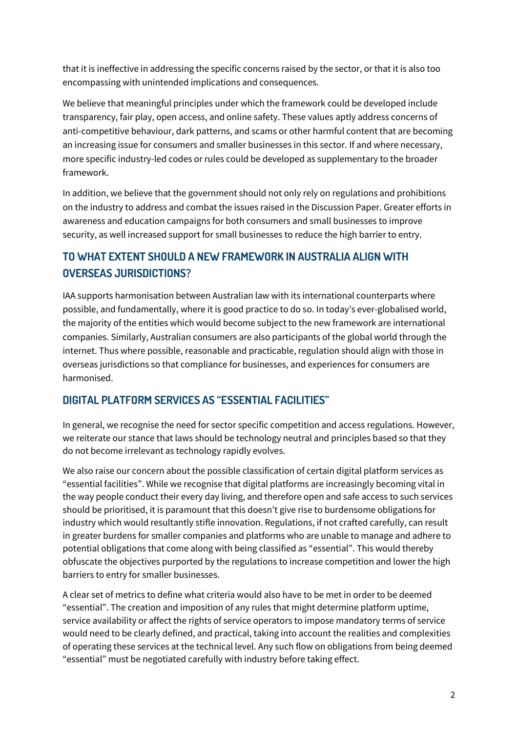that it is ineffective in addressing the specific concerns raised by the sector, or that it is also too encompassing with unintended implications and consequences.

We believe that meaningful principles under which the framework could be developed include transparency, fair play, open access, and online safety. These values aptly address concerns of anti-competitive behaviour, dark patterns, and scams or other harmful content that are becoming an increasing issue for consumers and smaller businesses in this sector. If and where necessary, more specific industry-led codes or rules could be developed as supplementary to the broader framework.

In addition, we believe that the government should not only rely on regulations and prohibitions on the industry to address and combat the issues raised in the Discussion Paper. Greater efforts in awareness and education campaigns for both consumers and small businesses to improve security, as well increased support for small businesses to reduce the high barrier to entry.

## TO WHAT EXTENT SHOULD A NEW FRAMEWORK IN AUSTRALIA ALIGN WITH OVERSEAS JURISDICTIONS?

IAA supports harmonisation between Australian law with its international counterparts where possible, and fundamentally, where it is good practice to do so. In today's ever-globalised world, the majority of the entities which would become subject to the new framework are international companies. Similarly, Australian consumers are also participants of the global world through the internet. Thus where possible, reasonable and practicable, regulation should align with those in overseas jurisdictions so that compliance for businesses, and experiences for consumers are harmonised.

## DIGITAL PLATFORM SERVICES AS "ESSENTIAL FACILITIES"

In general, we recognise the need for sector specific competition and access regulations. However, we reiterate our stance that laws should be technology neutral and principles based so that they do not become irrelevant as technology rapidly evolves.

We also raise our concern about the possible classification of certain digital platform services as "essential facilities". While we recognise that digital platforms are increasingly becoming vital in the way people conduct their every day living, and therefore open and safe access to such services should be prioritised, it is paramount that this doesn't give rise to burdensome obligations for industry which would resultantly stifle innovation. Regulations, if not crafted carefully, can result in greater burdens for smaller companies and platforms who are unable to manage and adhere to potential obligations that come along with being classified as "essential". This would thereby obfuscate the objectives purported by the regulations to increase competition and lower the high barriers to entry for smaller businesses.

A clear set of metrics to define what criteria would also have to be met in order to be deemed "essential". The creation and imposition of any rules that might determine platform uptime, service availability or affect the rights of service operators to impose mandatory terms of service would need to be clearly defined, and practical, taking into account the realities and complexities of operating these services at the technical level. Any such flow on obligations from being deemed "essential" must be negotiated carefully with industry before taking effect.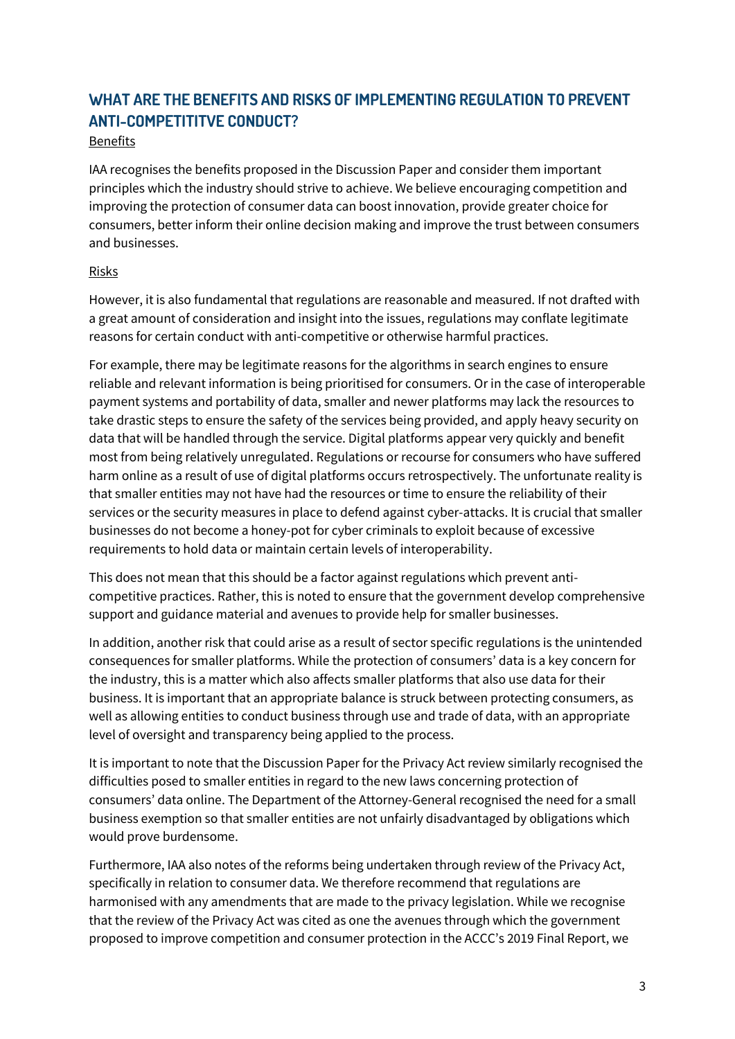## WHAT ARE THE BENEFITS AND RISKS OF IMPLEMENTING REGULATION TO PREVENT ANTI-COMPETITITVE CONDUCT?

Benefits

IAA recognises the benefits proposed in the Discussion Paper and consider them important principles which the industry should strive to achieve. We believe encouraging competition and improving the protection of consumer data can boost innovation, provide greater choice for consumers, better inform their online decision making and improve the trust between consumers and businesses.

Risks

However, it is also fundamental that regulations are reasonable and measured. If not drafted with a great amount of consideration and insight into the issues, regulations may conflate legitimate reasons for certain conduct with anti-competitive or otherwise harmful practices.

For example, there may be legitimate reasons for the algorithms in search engines to ensure reliable and relevant information is being prioritised for consumers. Or in the case of interoperable payment systems and portability of data, smaller and newer platforms may lack the resources to take drastic steps to ensure the safety of the services being provided, and apply heavy security on data that will be handled through the service. Digital platforms appear very quickly and benefit most from being relatively unregulated. Regulations or recourse for consumers who have suffered harm online as a result of use of digital platforms occurs retrospectively. The unfortunate reality is that smaller entities may not have had the resources or time to ensure the reliability of their services or the security measures in place to defend against cyber-attacks. It is crucial that smaller businesses do not become a honey-pot for cyber criminals to exploit because of excessive requirements to hold data or maintain certain levels of interoperability.

This does not mean that this should be a factor against regulations which prevent anti-competitive practices. Rather, this is noted to ensure that the government develop comprehensive support and guidance material and avenues to provide help for smaller businesses.

In addition, another risk that could arise as a result of sector specific regulations is the unintended consequences for smaller platforms. While the protection of consumers' data is a key concern for the industry, this is a matter which also affects smaller platforms that also use data for their business. It is important that an appropriate balance is struck between protecting consumers, as well as allowing entities to conduct business through use and trade of data, with an appropriate level of oversight and transparency being applied to the process.

It is important to note that the Discussion Paper for the Privacy Act review similarly recognised the difficulties posed to smaller entities in regard to the new laws concerning protection of consumers' data online. The Department of the Attorney-General recognised the need for a small business exemption so that smaller entities are not unfairly disadvantaged by obligations which would prove burdensome.

Furthermore, IAA also notes of the reforms being undertaken through review of the Privacy Act, specifically in relation to consumer data. We therefore recommend that regulations are harmonised with any amendments that are made to the privacy legislation. While we recognise that the review of the Privacy Act was cited as one the avenues through which the government proposed to improve competition and consumer protection in the ACCC's 2019 Final Report, we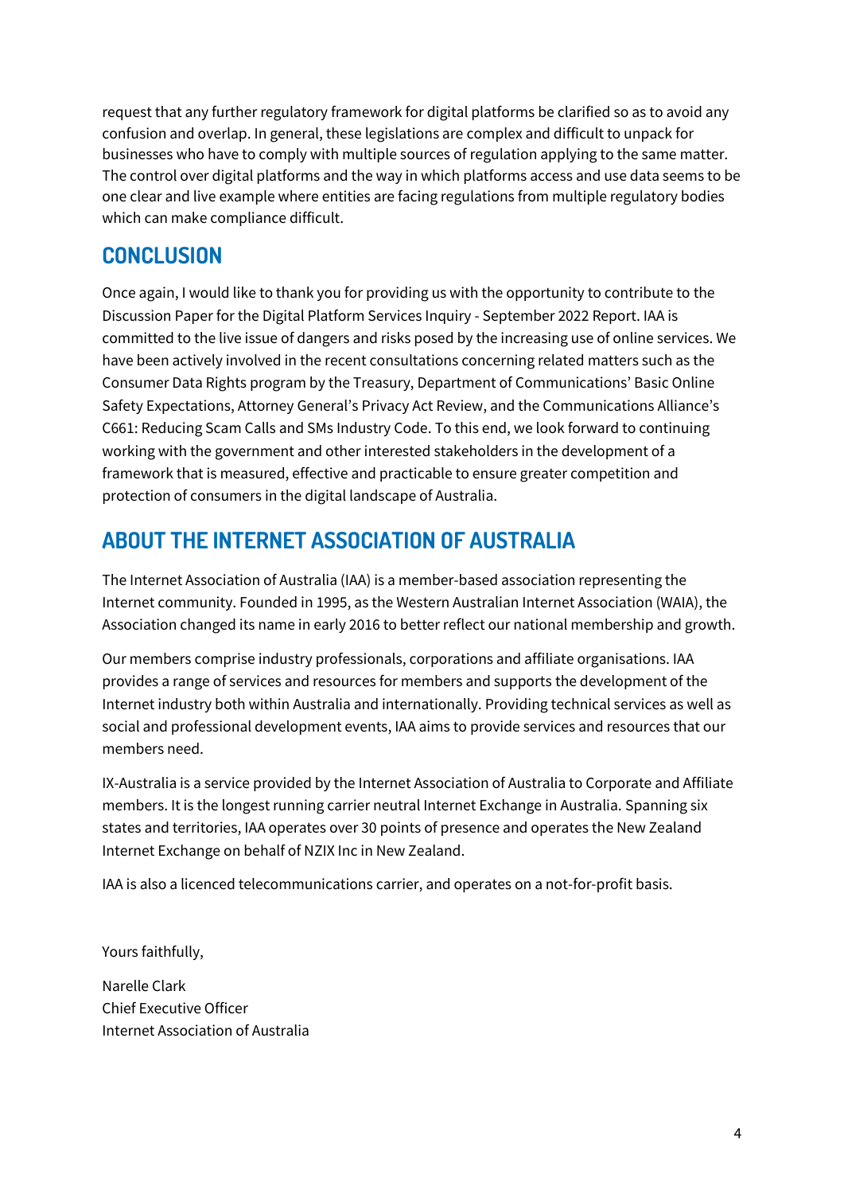request that any further regulatory framework for digital platforms be clarified so as to avoid any confusion and overlap. In general, these legislations are complex and difficult to unpack for businesses who have to comply with multiple sources of regulation applying to the same matter. The control over digital platforms and the way in which platforms access and use data seems to be one clear and live example where entities are facing regulations from multiple regulatory bodies which can make compliance difficult.

## CONCLUSION

Once again, I would like to thank you for providing us with the opportunity to contribute to the Discussion Paper for the Digital Platform Services Inquiry - September 2022 Report. IAA is committed to the live issue of dangers and risks posed by the increasing use of online services. We have been actively involved in the recent consultations concerning related matters such as the Consumer Data Rights program by the Treasury, Department of Communications' Basic Online Safety Expectations, Attorney General's Privacy Act Review, and the Communications Alliance's C661: Reducing Scam Calls and SMs Industry Code. To this end, we look forward to continuing working with the government and other interested stakeholders in the development of a framework that is measured, effective and practicable to ensure greater competition and protection of consumers in the digital landscape of Australia.

## ABOUT THE INTERNET ASSOCIATION OF AUSTRALIA

The Internet Association of Australia (IAA) is a member-based association representing the Internet community. Founded in 1995, as the Western Australian Internet Association (WAIA), the Association changed its name in early 2016 to better reflect our national membership and growth.

Our members comprise industry professionals, corporations and affiliate organisations. IAA provides a range of services and resources for members and supports the development of the Internet industry both within Australia and internationally. Providing technical services as well as social and professional development events, IAA aims to provide services and resources that our members need.

IX-Australia is a service provided by the Internet Association of Australia to Corporate and Affiliate members. It is the longest running carrier neutral Internet Exchange in Australia. Spanning six states and territories, IAA operates over 30 points of presence and operates the New Zealand Internet Exchange on behalf of NZIX Inc in New Zealand.

IAA is also a licenced telecommunications carrier, and operates on a not-for-profit basis.

Yours faithfully,

Narelle Clark  
Chief Executive Officer  
Internet Association of Australia